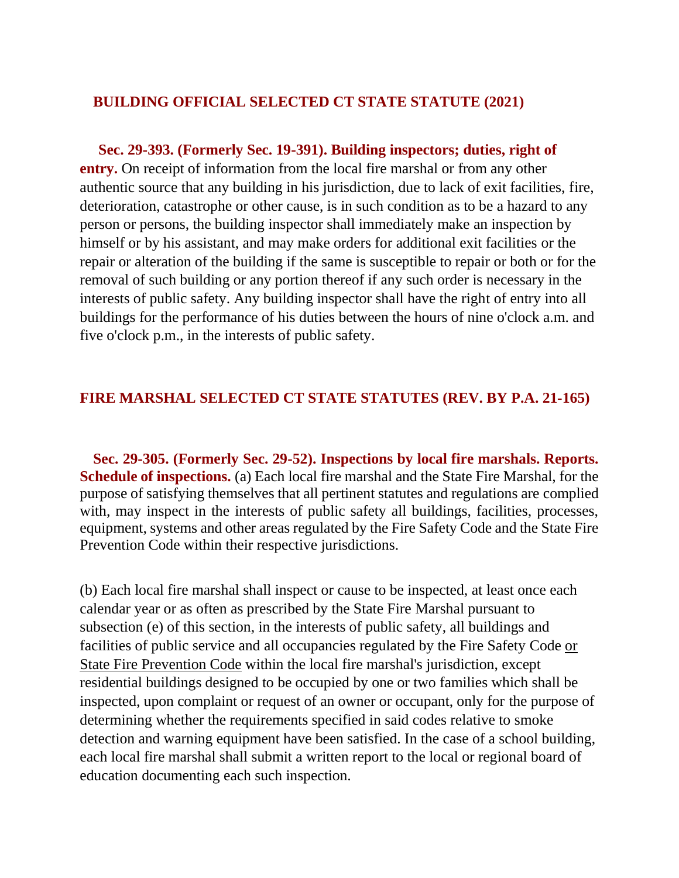## BUILDING OFFICIAL SELECTED CT STATE STATUTE (2021)

**Sec. 29-393. (Formerly Sec. 19-391). Building inspectors; duties, right of entry.** On receipt of information from the local fire marshal or from any other authentic source that any building in his jurisdiction, due to lack of exit facilities, fire, deterioration, catastrophe or other cause, is in such condition as to be a hazard to any person or persons, the building inspector shall immediately make an inspection by himself or by his assistant, and may make orders for additional exit facilities or the repair or alteration of the building if the same is susceptible to repair or both or for the removal of such building or any portion thereof if any such order is necessary in the interests of public safety. Any building inspector shall have the right of entry into all buildings for the performance of his duties between the hours of nine o'clock a.m. and five o'clock p.m., in the interests of public safety.

## FIRE MARSHAL SELECTED CT STATE STATUTES (REV. BY P.A. 21-165)

**Sec. 29-305. (Formerly Sec. 29-52). Inspections by local fire marshals. Reports. Schedule of inspections.** (a) Each local fire marshal and the State Fire Marshal, for the purpose of satisfying themselves that all pertinent statutes and regulations are complied with, may inspect in the interests of public safety all buildings, facilities, processes, equipment, systems and other areas regulated by the Fire Safety Code and the State Fire Prevention Code within their respective jurisdictions.

(b) Each local fire marshal shall inspect or cause to be inspected, at least once each calendar year or as often as prescribed by the State Fire Marshal pursuant to subsection (e) of this section, in the interests of public safety, all buildings and facilities of public service and all occupancies regulated by the Fire Safety Code or State Fire Prevention Code within the local fire marshal's jurisdiction, except residential buildings designed to be occupied by one or two families which shall be inspected, upon complaint or request of an owner or occupant, only for the purpose of determining whether the requirements specified in said codes relative to smoke detection and warning equipment have been satisfied. In the case of a school building, each local fire marshal shall submit a written report to the local or regional board of education documenting each such inspection.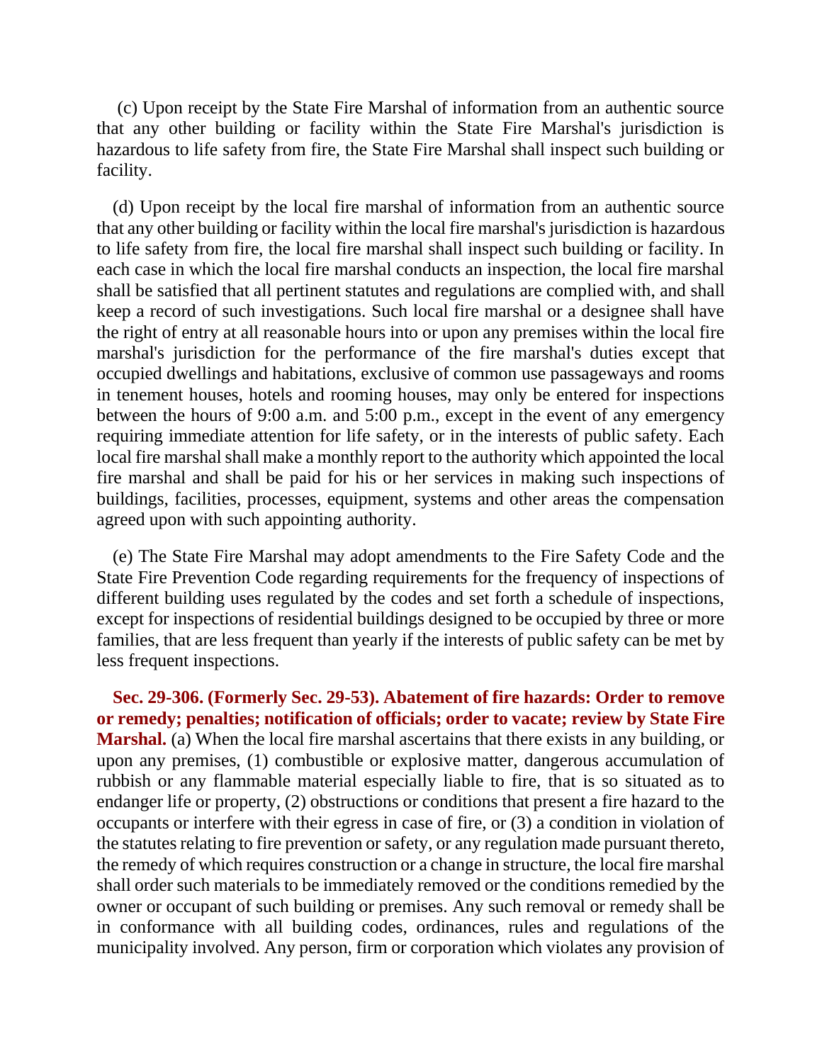(c) Upon receipt by the State Fire Marshal of information from an authentic source that any other building or facility within the State Fire Marshal's jurisdiction is hazardous to life safety from fire, the State Fire Marshal shall inspect such building or facility.

(d) Upon receipt by the local fire marshal of information from an authentic source that any other building or facility within the local fire marshal's jurisdiction is hazardous to life safety from fire, the local fire marshal shall inspect such building or facility. In each case in which the local fire marshal conducts an inspection, the local fire marshal shall be satisfied that all pertinent statutes and regulations are complied with, and shall keep a record of such investigations. Such local fire marshal or a designee shall have the right of entry at all reasonable hours into or upon any premises within the local fire marshal's jurisdiction for the performance of the fire marshal's duties except that occupied dwellings and habitations, exclusive of common use passageways and rooms in tenement houses, hotels and rooming houses, may only be entered for inspections between the hours of 9:00 a.m. and 5:00 p.m., except in the event of any emergency requiring immediate attention for life safety, or in the interests of public safety. Each local fire marshal shall make a monthly report to the authority which appointed the local fire marshal and shall be paid for his or her services in making such inspections of buildings, facilities, processes, equipment, systems and other areas the compensation agreed upon with such appointing authority.

(e) The State Fire Marshal may adopt amendments to the Fire Safety Code and the State Fire Prevention Code regarding requirements for the frequency of inspections of different building uses regulated by the codes and set forth a schedule of inspections, except for inspections of residential buildings designed to be occupied by three or more families, that are less frequent than yearly if the interests of public safety can be met by less frequent inspections.

**Sec. 29-306. (Formerly Sec. 29-53). Abatement of fire hazards: Order to remove or remedy; penalties; notification of officials; order to vacate; review by State Fire Marshal.** (a) When the local fire marshal ascertains that there exists in any building, or upon any premises, (1) combustible or explosive matter, dangerous accumulation of rubbish or any flammable material especially liable to fire, that is so situated as to endanger life or property, (2) obstructions or conditions that present a fire hazard to the occupants or interfere with their egress in case of fire, or (3) a condition in violation of the statutes relating to fire prevention or safety, or any regulation made pursuant thereto, the remedy of which requires construction or a change in structure, the local fire marshal shall order such materials to be immediately removed or the conditions remedied by the owner or occupant of such building or premises. Any such removal or remedy shall be in conformance with all building codes, ordinances, rules and regulations of the municipality involved. Any person, firm or corporation which violates any provision of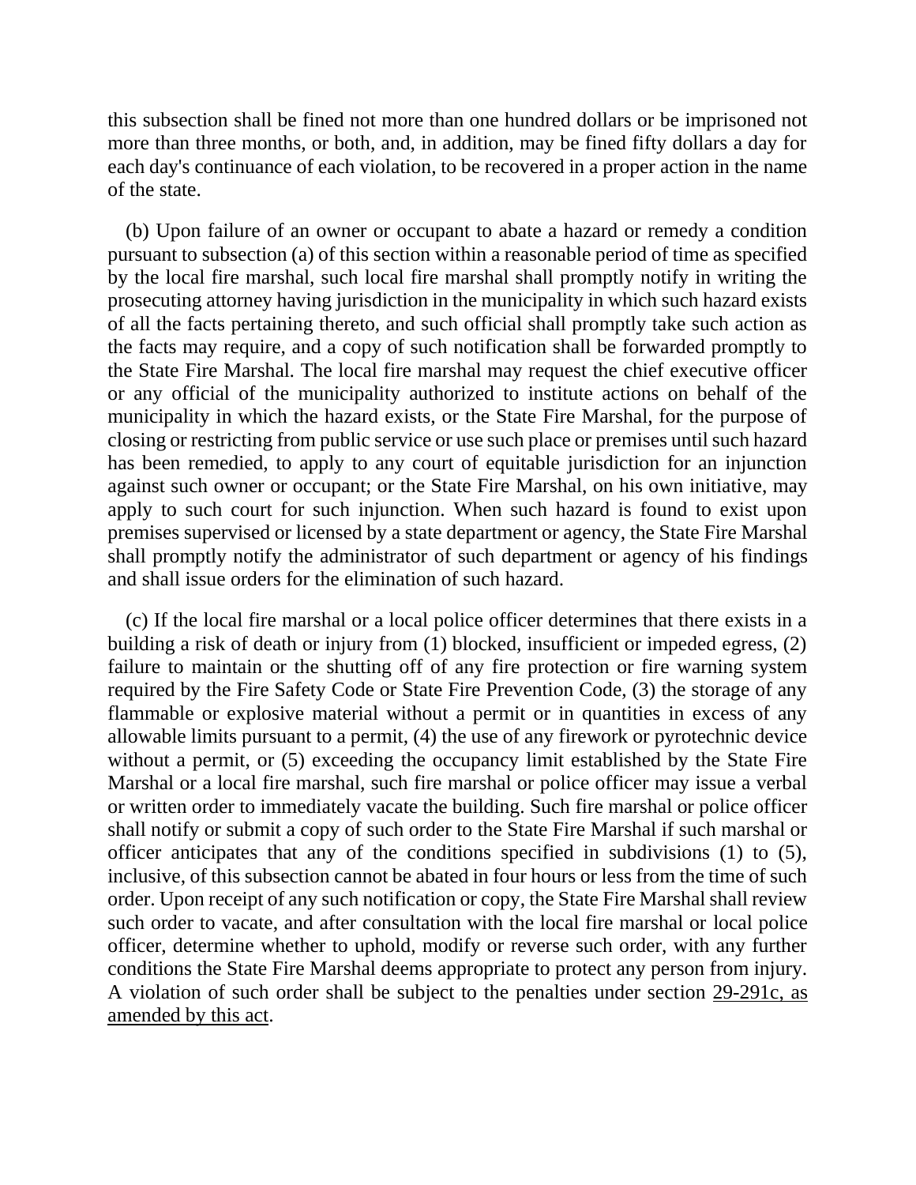this subsection shall be fined not more than one hundred dollars or be imprisoned not more than three months, or both, and, in addition, may be fined fifty dollars a day for each day's continuance of each violation, to be recovered in a proper action in the name of the state.

(b) Upon failure of an owner or occupant to abate a hazard or remedy a condition pursuant to subsection (a) of this section within a reasonable period of time as specified by the local fire marshal, such local fire marshal shall promptly notify in writing the prosecuting attorney having jurisdiction in the municipality in which such hazard exists of all the facts pertaining thereto, and such official shall promptly take such action as the facts may require, and a copy of such notification shall be forwarded promptly to the State Fire Marshal. The local fire marshal may request the chief executive officer or any official of the municipality authorized to institute actions on behalf of the municipality in which the hazard exists, or the State Fire Marshal, for the purpose of closing or restricting from public service or use such place or premises until such hazard has been remedied, to apply to any court of equitable jurisdiction for an injunction against such owner or occupant; or the State Fire Marshal, on his own initiative, may apply to such court for such injunction. When such hazard is found to exist upon premises supervised or licensed by a state department or agency, the State Fire Marshal shall promptly notify the administrator of such department or agency of his findings and shall issue orders for the elimination of such hazard.

(c) If the local fire marshal or a local police officer determines that there exists in a building a risk of death or injury from (1) blocked, insufficient or impeded egress, (2) failure to maintain or the shutting off of any fire protection or fire warning system required by the Fire Safety Code or State Fire Prevention Code, (3) the storage of any flammable or explosive material without a permit or in quantities in excess of any allowable limits pursuant to a permit, (4) the use of any firework or pyrotechnic device without a permit, or (5) exceeding the occupancy limit established by the State Fire Marshal or a local fire marshal, such fire marshal or police officer may issue a verbal or written order to immediately vacate the building. Such fire marshal or police officer shall notify or submit a copy of such order to the State Fire Marshal if such marshal or officer anticipates that any of the conditions specified in subdivisions (1) to (5), inclusive, of this subsection cannot be abated in four hours or less from the time of such order. Upon receipt of any such notification or copy, the State Fire Marshal shall review such order to vacate, and after consultation with the local fire marshal or local police officer, determine whether to uphold, modify or reverse such order, with any further conditions the State Fire Marshal deems appropriate to protect any person from injury. A violation of such order shall be subject to the penalties under section 29-291c, as amended by this act.